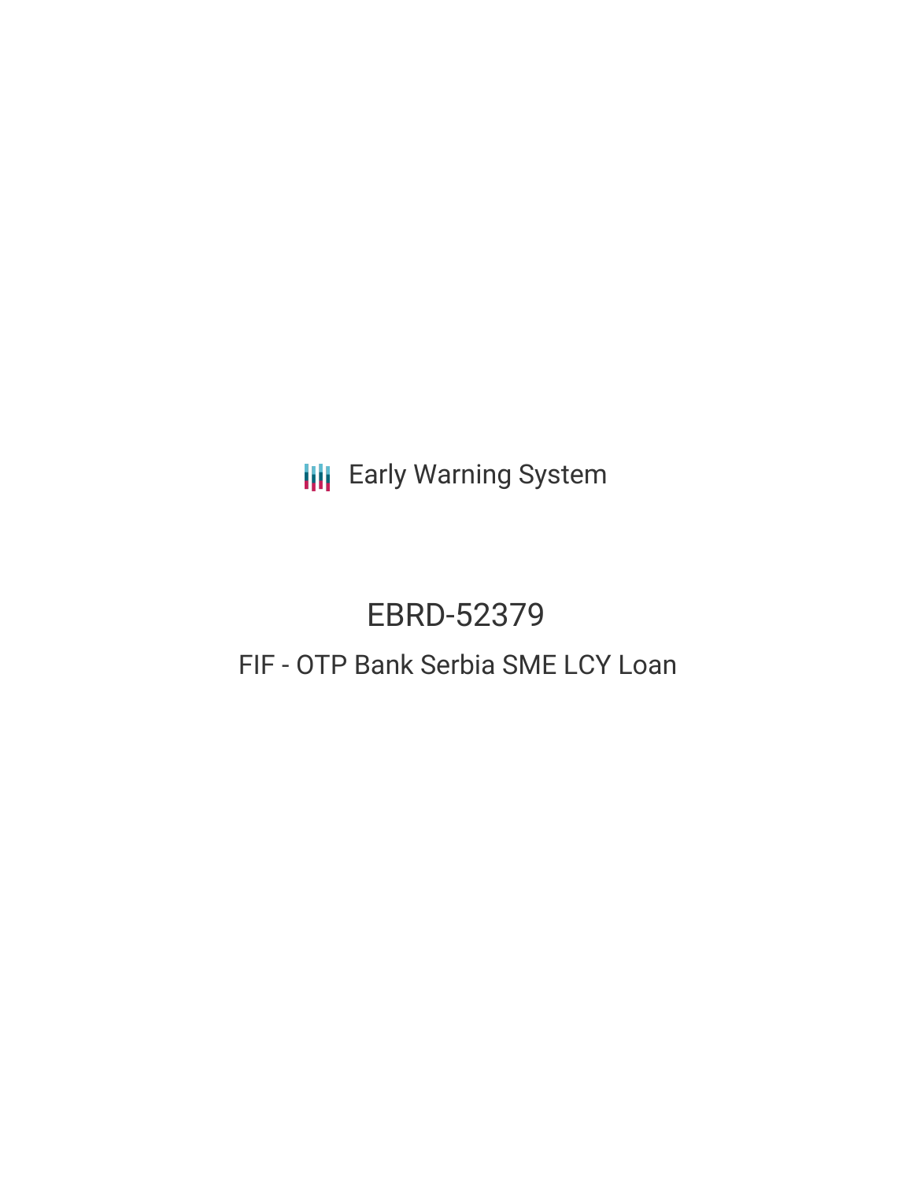Early Warning System

# EBRD-52379

## FIF - OTP Bank Serbia SME LCY Loan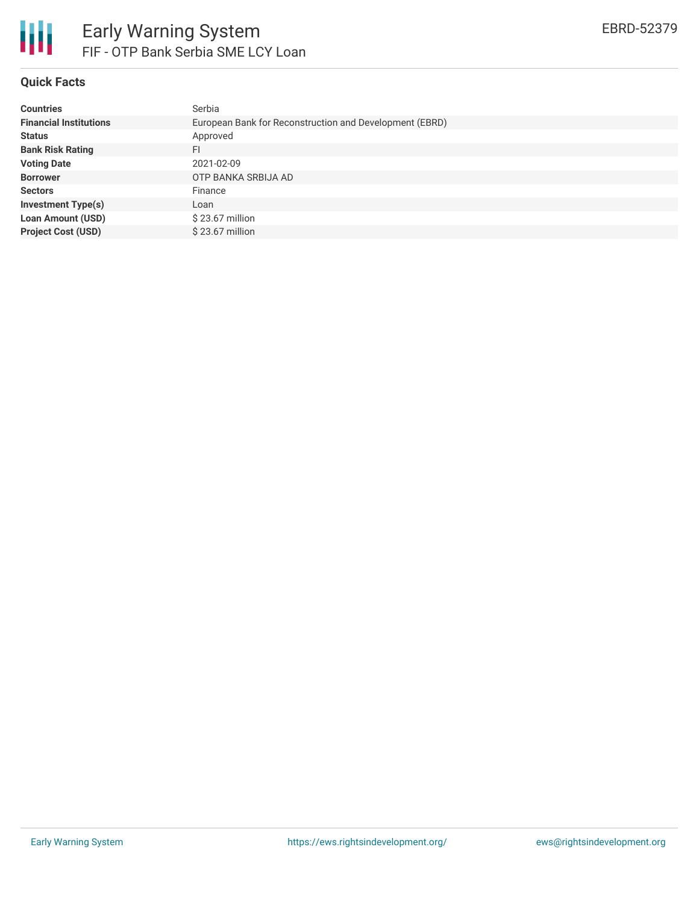# Early Warning System

## FIF - OTP Bank Serbia SME LCY Loan

EBRD-52379

### Quick Facts

| | |
|---|---|
| **Countries** | Serbia |
| **Financial Institutions** | European Bank for Reconstruction and Development (EBRD) |
| **Status** | Approved |
| **Bank Risk Rating** | FI |
| **Voting Date** | 2021-02-09 |
| **Borrower** | OTP BANKA SRBIJA AD |
| **Sectors** | Finance |
| **Investment Type(s)** | Loan |
| **Loan Amount (USD)** | $ 23.67 million |
| **Project Cost (USD)** | $ 23.67 million |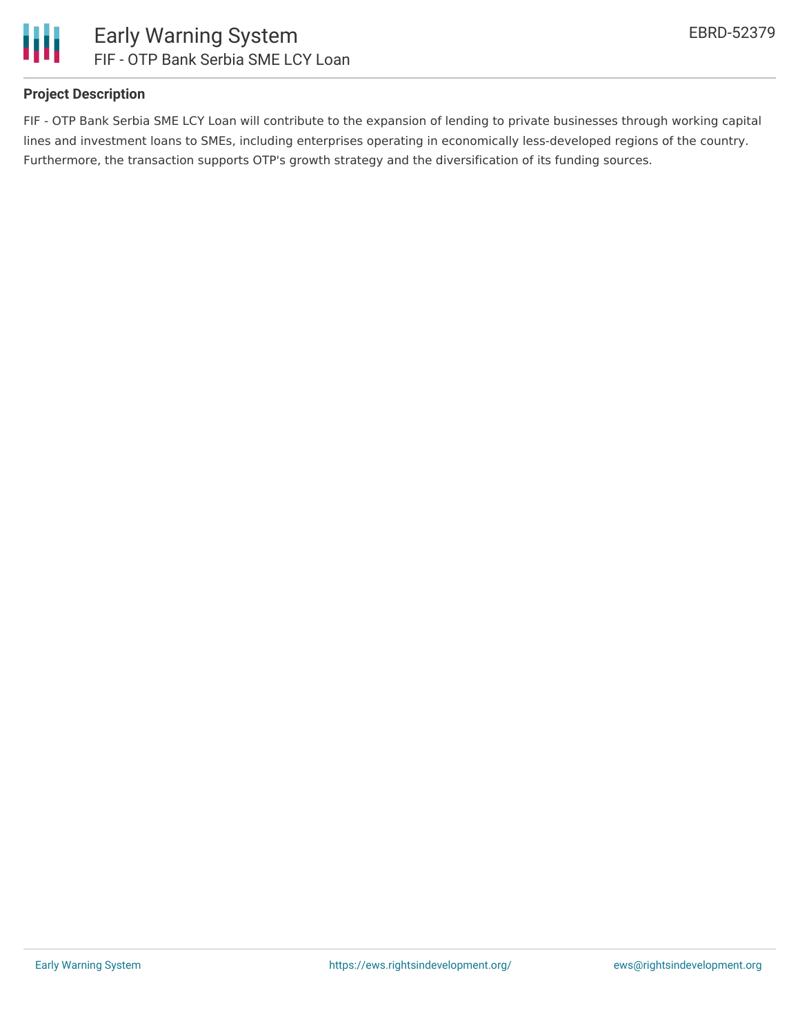## Project Description

FIF - OTP Bank Serbia SME LCY Loan will contribute to the expansion of lending to private businesses through working capital lines and investment loans to SMEs, including enterprises operating in economically less-developed regions of the country. Furthermore, the transaction supports OTP's growth strategy and the diversification of its funding sources.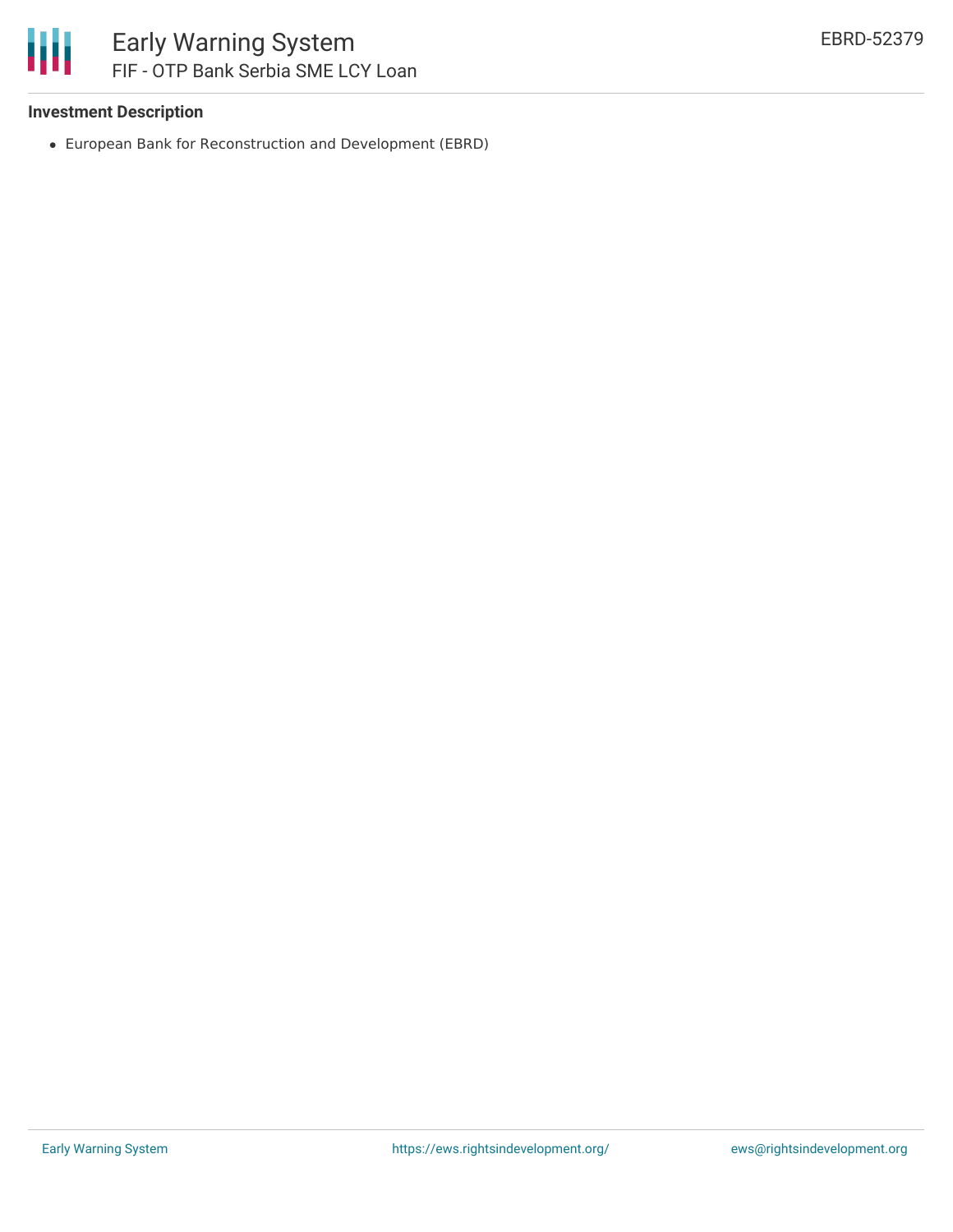### Investment Description

- European Bank for Reconstruction and Development (EBRD)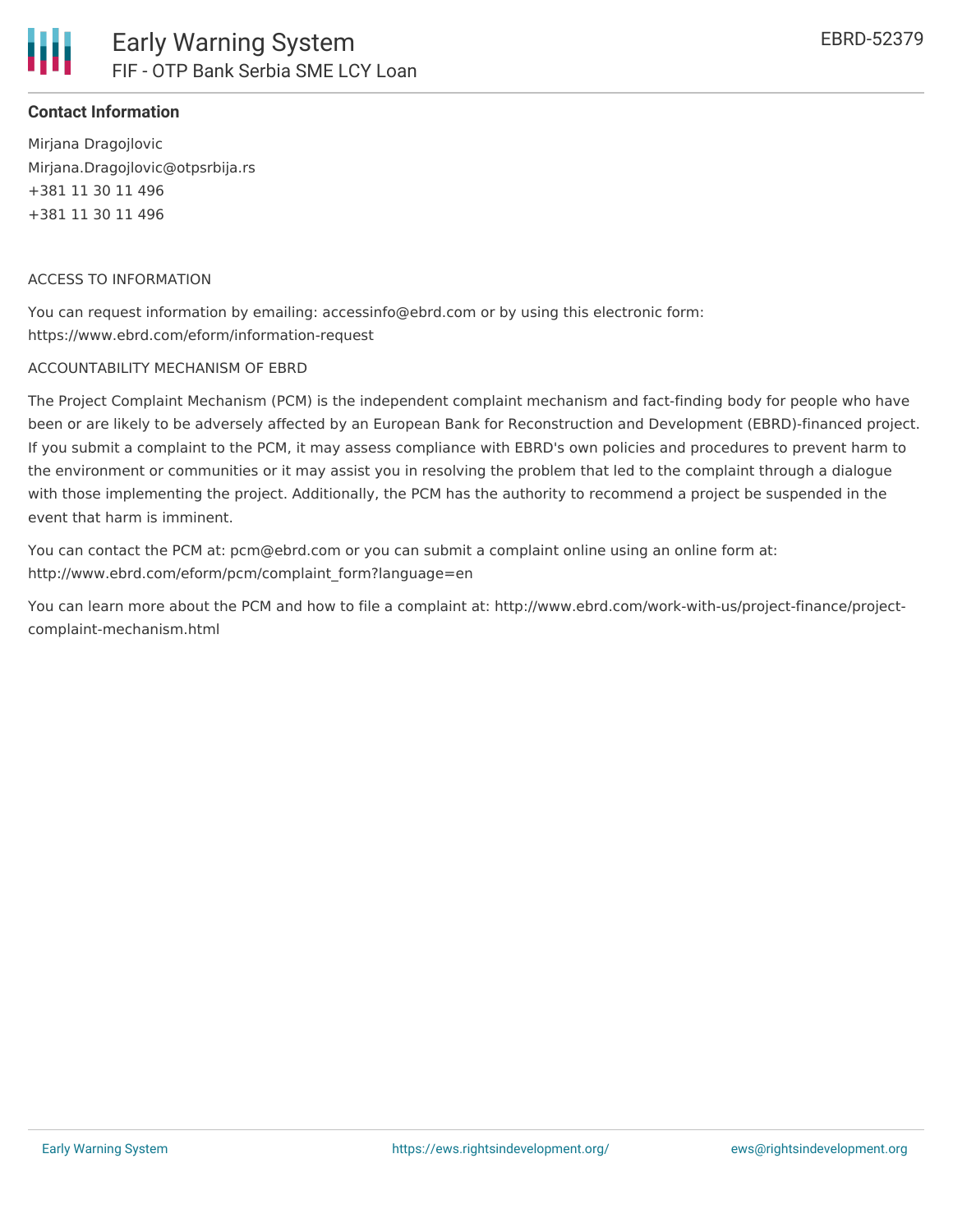### Contact Information

Mirjana Dragojlovic
Mirjana.Dragojlovic@otpsrbija.rs
+381 11 30 11 496
+381 11 30 11 496

ACCESS TO INFORMATION

You can request information by emailing: accessinfo@ebrd.com or by using this electronic form: https://www.ebrd.com/eform/information-request

ACCOUNTABILITY MECHANISM OF EBRD

The Project Complaint Mechanism (PCM) is the independent complaint mechanism and fact-finding body for people who have been or are likely to be adversely affected by an European Bank for Reconstruction and Development (EBRD)-financed project. If you submit a complaint to the PCM, it may assess compliance with EBRD's own policies and procedures to prevent harm to the environment or communities or it may assist you in resolving the problem that led to the complaint through a dialogue with those implementing the project. Additionally, the PCM has the authority to recommend a project be suspended in the event that harm is imminent.

You can contact the PCM at: pcm@ebrd.com or you can submit a complaint online using an online form at: http://www.ebrd.com/eform/pcm/complaint_form?language=en

You can learn more about the PCM and how to file a complaint at: http://www.ebrd.com/work-with-us/project-finance/project-complaint-mechanism.html